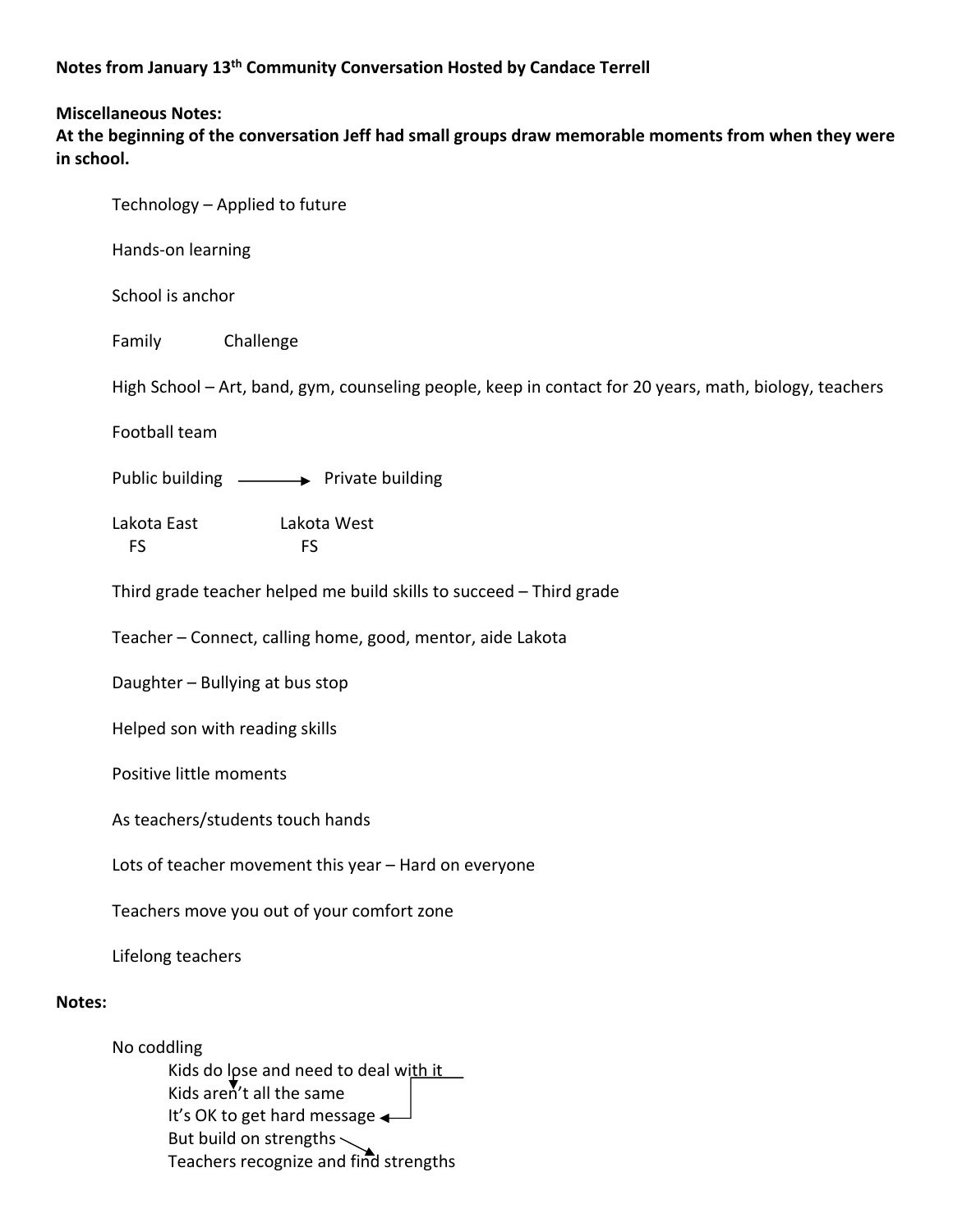**Notes from January 13th Community Conversation Hosted by Candace Terrell**

**Miscellaneous Notes:**
**At the beginning of the conversation Jeff had small groups draw memorable moments from when they were in school.**

Technology – Applied to future

Hands-on learning

School is anchor

Family Challenge

High School – Art, band, gym, counseling people, keep in contact for 20 years, math, biology, teachers

Football team

Public building ⟶ Private building

Lakota East FS Lakota West FS

Third grade teacher helped me build skills to succeed – Third grade

Teacher – Connect, calling home, good, mentor, aide Lakota

Daughter – Bullying at bus stop

Helped son with reading skills

Positive little moments

As teachers/students touch hands

Lots of teacher movement this year – Hard on everyone

Teachers move you out of your comfort zone

Lifelong teachers

**Notes:**

No coddling
- Kids do lose and need to deal with it
- Kids aren't all the same
- It's OK to get hard message
- But build on strengths
- Teachers recognize and find strengths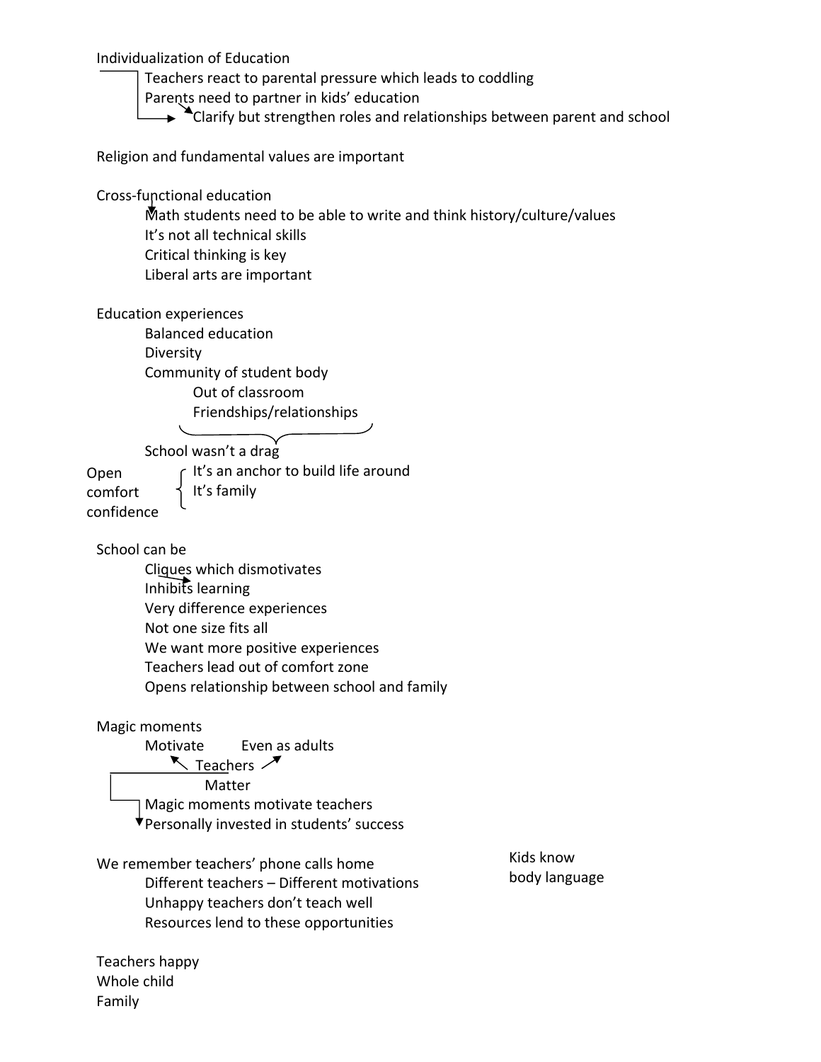Individualization of Education

- Teachers react to parental pressure which leads to coddling
- Parents need to partner in kids' education
  - Clarify but strengthen roles and relationships between parent and school

Religion and fundamental values are important

Cross-functional education

- Math students need to be able to write and think history/culture/values
- It's not all technical skills
- Critical thinking is key
- Liberal arts are important

Education experiences

- Balanced education
- Diversity
- Community of student body
  - Out of classroom
  - Friendships/relationships
- School wasn't a drag
  - It's an anchor to build life around
  - It's family

Open
comfort
confidence

School can be

- Cliques which dismotivates
- Inhibits learning
- Very difference experiences
- Not one size fits all
- We want more positive experiences
- Teachers lead out of comfort zone
- Opens relationship between school and family

Magic moments

- Motivate        Even as adults
- Teachers
- Matter
- Magic moments motivate teachers
- Personally invested in students' success

We remember teachers' phone calls home

- Different teachers – Different motivations
- Unhappy teachers don't teach well
- Resources lend to these opportunities

Kids know
body language

Teachers happy
Whole child
Family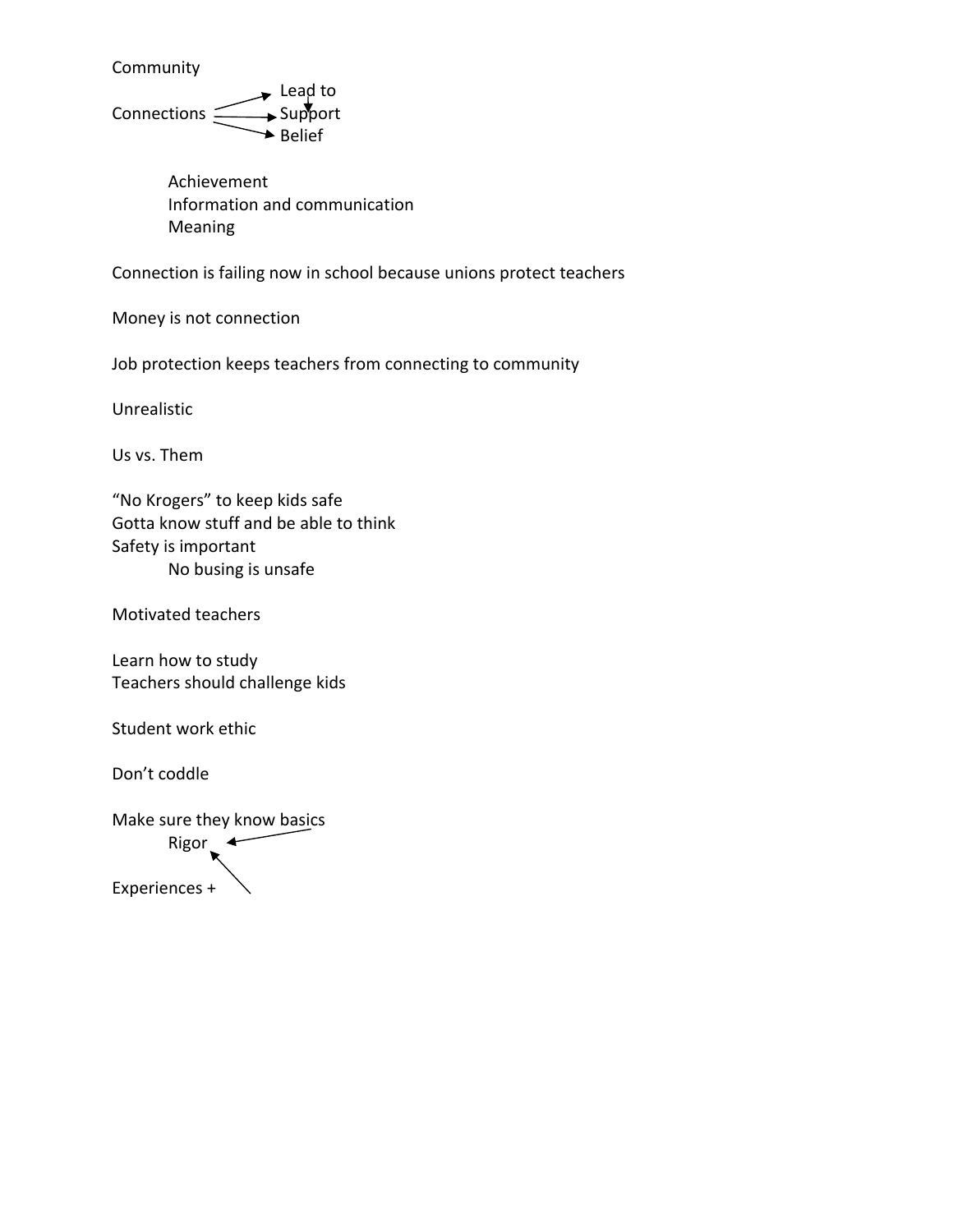Community

Connections → Lead to
↓
→ Support
→ Belief

- Achievement
- Information and communication
- Meaning

Connection is failing now in school because unions protect teachers

Money is not connection

Job protection keeps teachers from connecting to community

Unrealistic

Us vs. Them

"No Krogers" to keep kids safe
Gotta know stuff and be able to think
Safety is important
- No busing is unsafe

Motivated teachers

Learn how to study
Teachers should challenge kids

Student work ethic

Don't coddle

Make sure they know basics
- Rigor

Experiences +